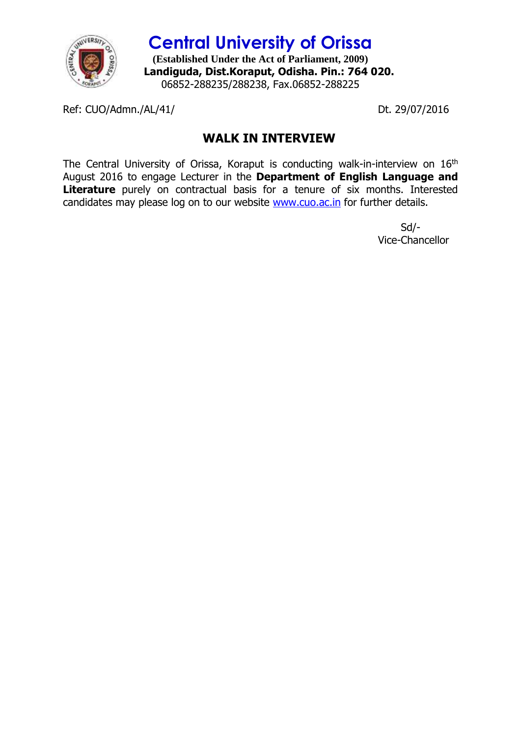# Central University of Orissa

**(Established Under the Act of Parliament, 2009)**
**Landiguda, Dist.Koraput, Odisha. Pin.: 764 020.**
06852-288235/288238, Fax.06852-288225

Ref: CUO/Admn./AL/41/ Dt. 29/07/2016

## WALK IN INTERVIEW

The Central University of Orissa, Koraput is conducting walk-in-interview on 16th August 2016 to engage Lecturer in the **Department of English Language and Literature** purely on contractual basis for a tenure of six months. Interested candidates may please log on to our website www.cuo.ac.in for further details.

Sd/-
Vice-Chancellor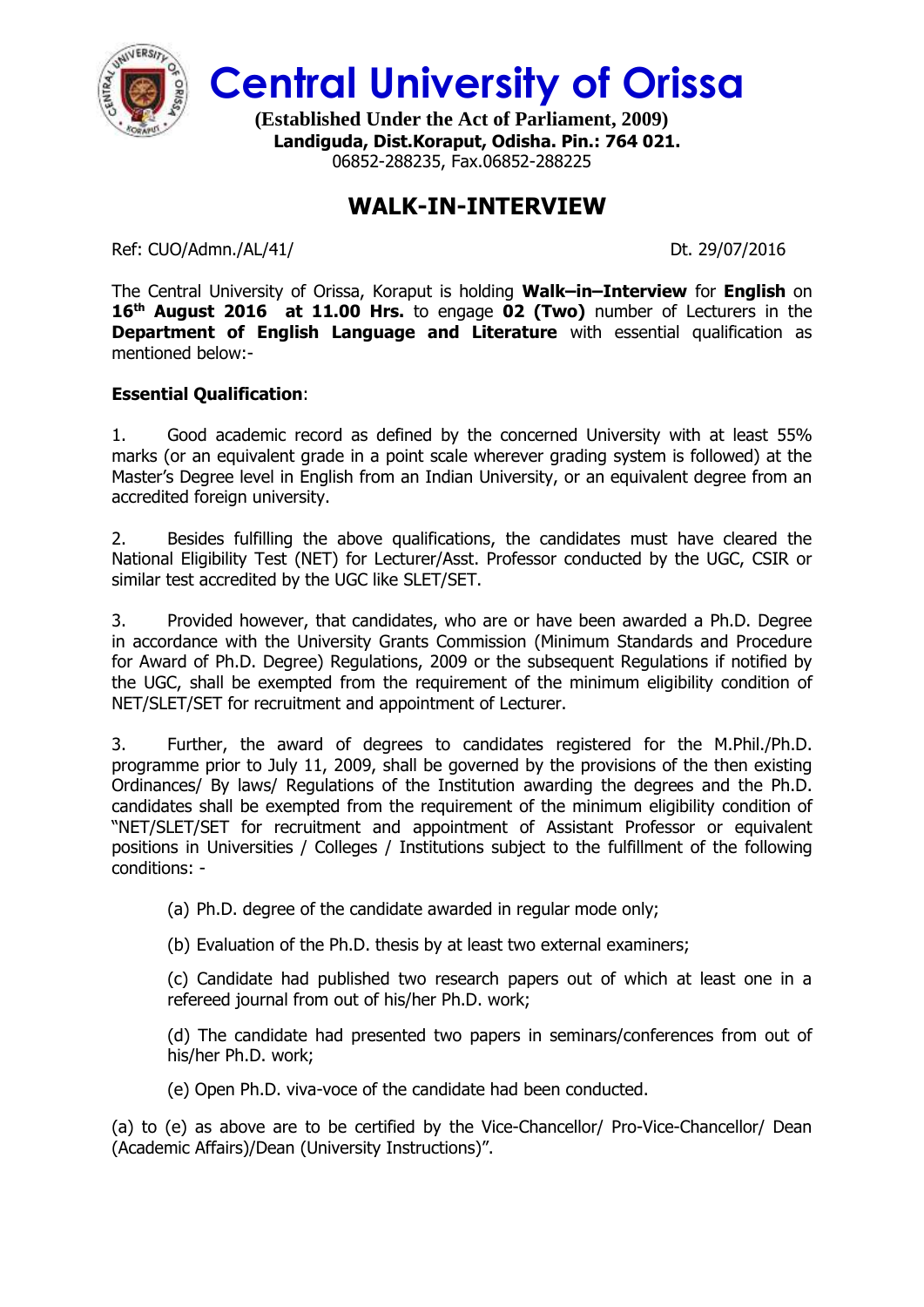# Central University of Orissa

**(Established Under the Act of Parliament, 2009)**
**Landiguda, Dist.Koraput, Odisha. Pin.: 764 021.**
06852-288235, Fax.06852-288225

## WALK-IN-INTERVIEW

Ref: CUO/Admn./AL/41/ Dt. 29/07/2016

The Central University of Orissa, Koraput is holding **Walk–in–Interview** for **English** on **16th August 2016 at 11.00 Hrs.** to engage **02 (Two)** number of Lecturers in the **Department of English Language and Literature** with essential qualification as mentioned below:-

**Essential Qualification**:

1. Good academic record as defined by the concerned University with at least 55% marks (or an equivalent grade in a point scale wherever grading system is followed) at the Master's Degree level in English from an Indian University, or an equivalent degree from an accredited foreign university.

2. Besides fulfilling the above qualifications, the candidates must have cleared the National Eligibility Test (NET) for Lecturer/Asst. Professor conducted by the UGC, CSIR or similar test accredited by the UGC like SLET/SET.

3. Provided however, that candidates, who are or have been awarded a Ph.D. Degree in accordance with the University Grants Commission (Minimum Standards and Procedure for Award of Ph.D. Degree) Regulations, 2009 or the subsequent Regulations if notified by the UGC, shall be exempted from the requirement of the minimum eligibility condition of NET/SLET/SET for recruitment and appointment of Lecturer.

3. Further, the award of degrees to candidates registered for the M.Phil./Ph.D. programme prior to July 11, 2009, shall be governed by the provisions of the then existing Ordinances/ By laws/ Regulations of the Institution awarding the degrees and the Ph.D. candidates shall be exempted from the requirement of the minimum eligibility condition of "NET/SLET/SET for recruitment and appointment of Assistant Professor or equivalent positions in Universities / Colleges / Institutions subject to the fulfillment of the following conditions: -

(a) Ph.D. degree of the candidate awarded in regular mode only;

(b) Evaluation of the Ph.D. thesis by at least two external examiners;

(c) Candidate had published two research papers out of which at least one in a refereed journal from out of his/her Ph.D. work;

(d) The candidate had presented two papers in seminars/conferences from out of his/her Ph.D. work;

(e) Open Ph.D. viva-voce of the candidate had been conducted.

(a) to (e) as above are to be certified by the Vice-Chancellor/ Pro-Vice-Chancellor/ Dean (Academic Affairs)/Dean (University Instructions)".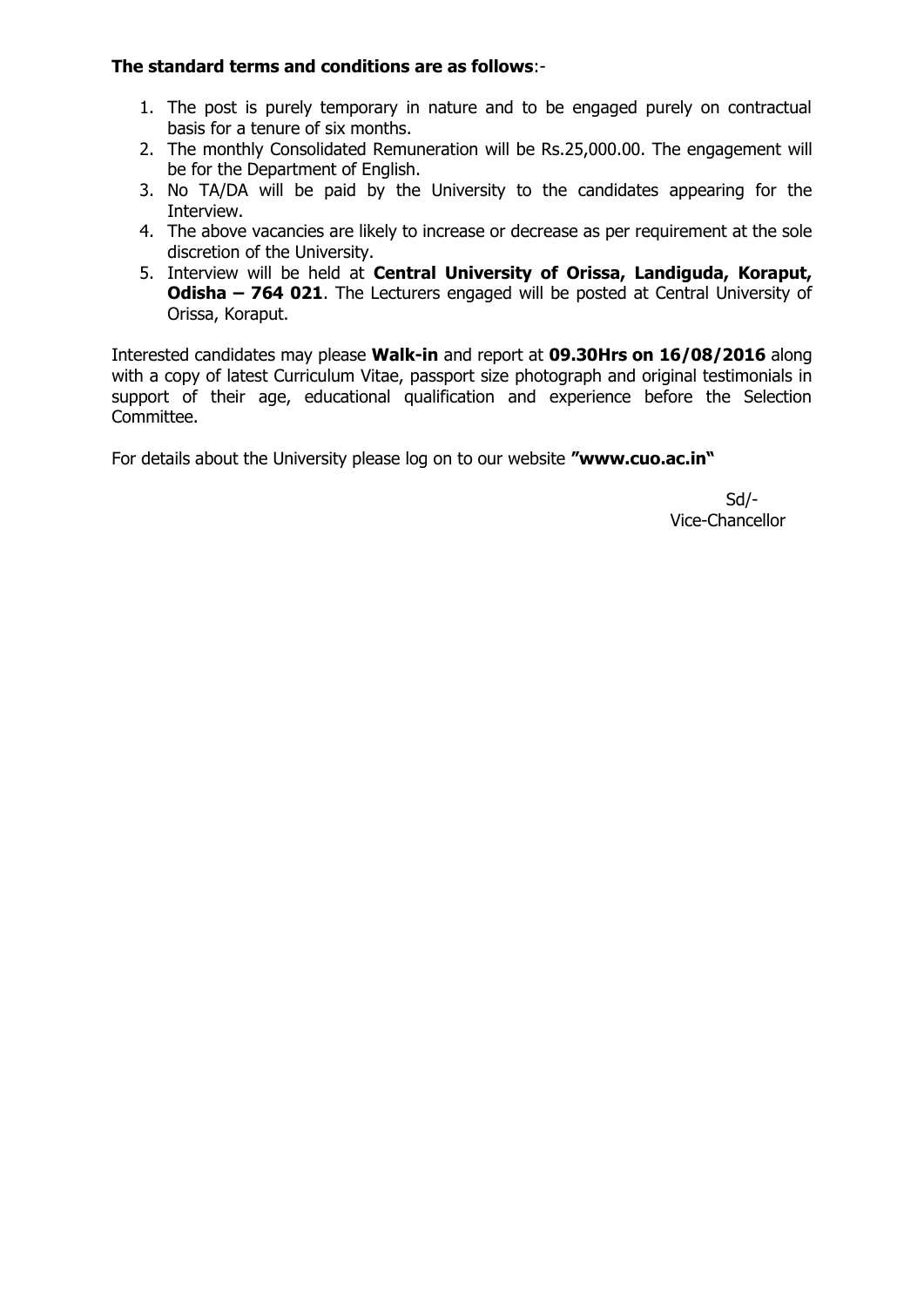**The standard terms and conditions are as follows**:-

1. The post is purely temporary in nature and to be engaged purely on contractual basis for a tenure of six months.
2. The monthly Consolidated Remuneration will be Rs.25,000.00. The engagement will be for the Department of English.
3. No TA/DA will be paid by the University to the candidates appearing for the Interview.
4. The above vacancies are likely to increase or decrease as per requirement at the sole discretion of the University.
5. Interview will be held at **Central University of Orissa, Landiguda, Koraput, Odisha – 764 021**. The Lecturers engaged will be posted at Central University of Orissa, Koraput.

Interested candidates may please **Walk-in** and report at **09.30Hrs on 16/08/2016** along with a copy of latest Curriculum Vitae, passport size photograph and original testimonials in support of their age, educational qualification and experience before the Selection Committee.

For details about the University please log on to our website **"www.cuo.ac.in"**

Sd/-
Vice-Chancellor